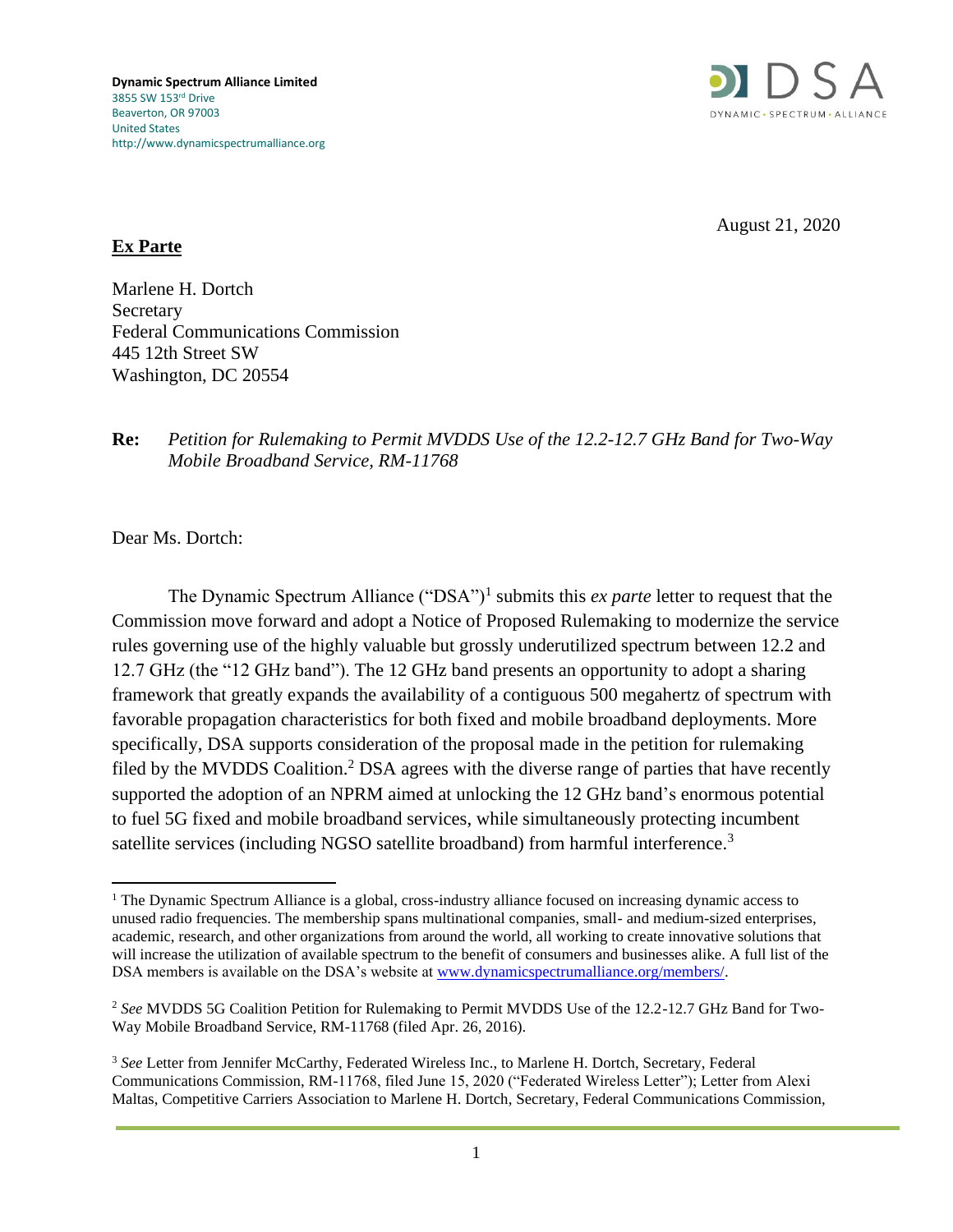**Dynamic Spectrum Alliance Limited**
3855 SW 153rd Drive
Beaverton, OR 97003
United States
http://www.dynamicspectrumalliance.org

DSA
DYNAMIC • SPECTRUM • ALLIANCE

August 21, 2020

**Ex Parte**

Marlene H. Dortch
Secretary
Federal Communications Commission
445 12th Street SW
Washington, DC 20554

**Re:** *Petition for Rulemaking to Permit MVDDS Use of the 12.2-12.7 GHz Band for Two-Way Mobile Broadband Service, RM-11768*

Dear Ms. Dortch:

The Dynamic Spectrum Alliance ("DSA")[1] submits this *ex parte* letter to request that the Commission move forward and adopt a Notice of Proposed Rulemaking to modernize the service rules governing use of the highly valuable but grossly underutilized spectrum between 12.2 and 12.7 GHz (the "12 GHz band"). The 12 GHz band presents an opportunity to adopt a sharing framework that greatly expands the availability of a contiguous 500 megahertz of spectrum with favorable propagation characteristics for both fixed and mobile broadband deployments. More specifically, DSA supports consideration of the proposal made in the petition for rulemaking filed by the MVDDS Coalition.[2] DSA agrees with the diverse range of parties that have recently supported the adoption of an NPRM aimed at unlocking the 12 GHz band's enormous potential to fuel 5G fixed and mobile broadband services, while simultaneously protecting incumbent satellite services (including NGSO satellite broadband) from harmful interference.[3]

---

[1] The Dynamic Spectrum Alliance is a global, cross-industry alliance focused on increasing dynamic access to unused radio frequencies. The membership spans multinational companies, small- and medium-sized enterprises, academic, research, and other organizations from around the world, all working to create innovative solutions that will increase the utilization of available spectrum to the benefit of consumers and businesses alike. A full list of the DSA members is available on the DSA's website at www.dynamicspectrumalliance.org/members/.

[2] *See* MVDDS 5G Coalition Petition for Rulemaking to Permit MVDDS Use of the 12.2-12.7 GHz Band for Two-Way Mobile Broadband Service, RM-11768 (filed Apr. 26, 2016).

[3] *See* Letter from Jennifer McCarthy, Federated Wireless Inc., to Marlene H. Dortch, Secretary, Federal Communications Commission, RM-11768, filed June 15, 2020 ("Federated Wireless Letter"); Letter from Alexi Maltas, Competitive Carriers Association to Marlene H. Dortch, Secretary, Federal Communications Commission,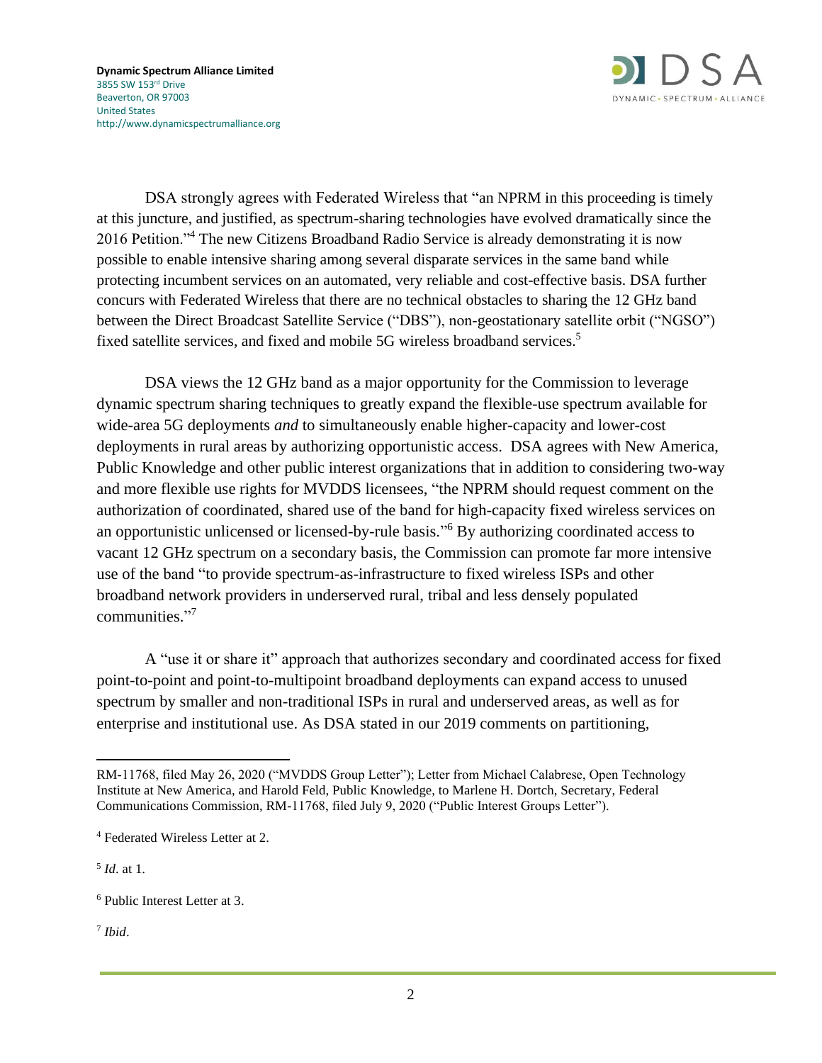DSA strongly agrees with Federated Wireless that "an NPRM in this proceeding is timely at this juncture, and justified, as spectrum-sharing technologies have evolved dramatically since the 2016 Petition."[4] The new Citizens Broadband Radio Service is already demonstrating it is now possible to enable intensive sharing among several disparate services in the same band while protecting incumbent services on an automated, very reliable and cost-effective basis. DSA further concurs with Federated Wireless that there are no technical obstacles to sharing the 12 GHz band between the Direct Broadcast Satellite Service ("DBS"), non-geostationary satellite orbit ("NGSO") fixed satellite services, and fixed and mobile 5G wireless broadband services.[5]

DSA views the 12 GHz band as a major opportunity for the Commission to leverage dynamic spectrum sharing techniques to greatly expand the flexible-use spectrum available for wide-area 5G deployments *and* to simultaneously enable higher-capacity and lower-cost deployments in rural areas by authorizing opportunistic access. DSA agrees with New America, Public Knowledge and other public interest organizations that in addition to considering two-way and more flexible use rights for MVDDS licensees, "the NPRM should request comment on the authorization of coordinated, shared use of the band for high-capacity fixed wireless services on an opportunistic unlicensed or licensed-by-rule basis."[6] By authorizing coordinated access to vacant 12 GHz spectrum on a secondary basis, the Commission can promote far more intensive use of the band "to provide spectrum-as-infrastructure to fixed wireless ISPs and other broadband network providers in underserved rural, tribal and less densely populated communities."[7]

A "use it or share it" approach that authorizes secondary and coordinated access for fixed point-to-point and point-to-multipoint broadband deployments can expand access to unused spectrum by smaller and non-traditional ISPs in rural and underserved areas, as well as for enterprise and institutional use. As DSA stated in our 2019 comments on partitioning,

---

RM-11768, filed May 26, 2020 ("MVDDS Group Letter"); Letter from Michael Calabrese, Open Technology Institute at New America, and Harold Feld, Public Knowledge, to Marlene H. Dortch, Secretary, Federal Communications Commission, RM-11768, filed July 9, 2020 ("Public Interest Groups Letter").

[4] Federated Wireless Letter at 2.

[5] *Id*. at 1.

[6] Public Interest Letter at 3.

[7] *Ibid*.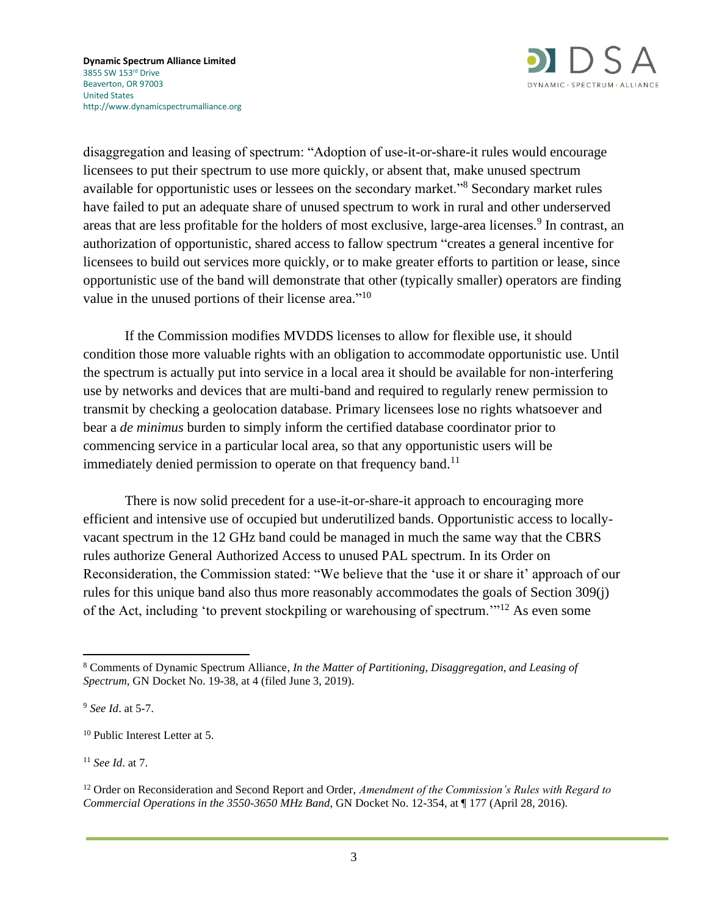disaggregation and leasing of spectrum: "Adoption of use-it-or-share-it rules would encourage licensees to put their spectrum to use more quickly, or absent that, make unused spectrum available for opportunistic uses or lessees on the secondary market."[8] Secondary market rules have failed to put an adequate share of unused spectrum to work in rural and other underserved areas that are less profitable for the holders of most exclusive, large-area licenses.[9] In contrast, an authorization of opportunistic, shared access to fallow spectrum "creates a general incentive for licensees to build out services more quickly, or to make greater efforts to partition or lease, since opportunistic use of the band will demonstrate that other (typically smaller) operators are finding value in the unused portions of their license area."[10]

If the Commission modifies MVDDS licenses to allow for flexible use, it should condition those more valuable rights with an obligation to accommodate opportunistic use. Until the spectrum is actually put into service in a local area it should be available for non-interfering use by networks and devices that are multi-band and required to regularly renew permission to transmit by checking a geolocation database. Primary licensees lose no rights whatsoever and bear a *de minimus* burden to simply inform the certified database coordinator prior to commencing service in a particular local area, so that any opportunistic users will be immediately denied permission to operate on that frequency band.[11]

There is now solid precedent for a use-it-or-share-it approach to encouraging more efficient and intensive use of occupied but underutilized bands. Opportunistic access to locally-vacant spectrum in the 12 GHz band could be managed in much the same way that the CBRS rules authorize General Authorized Access to unused PAL spectrum. In its Order on Reconsideration, the Commission stated: "We believe that the 'use it or share it' approach of our rules for this unique band also thus more reasonably accommodates the goals of Section 309(j) of the Act, including 'to prevent stockpiling or warehousing of spectrum.'"[12] As even some

---

[8] Comments of Dynamic Spectrum Alliance, *In the Matter of Partitioning, Disaggregation, and Leasing of Spectrum*, GN Docket No. 19-38, at 4 (filed June 3, 2019).

[9] *See Id*. at 5-7.

[10] Public Interest Letter at 5.

[11] *See Id*. at 7.

[12] Order on Reconsideration and Second Report and Order, *Amendment of the Commission's Rules with Regard to Commercial Operations in the 3550-3650 MHz Band*, GN Docket No. 12-354, at ¶ 177 (April 28, 2016).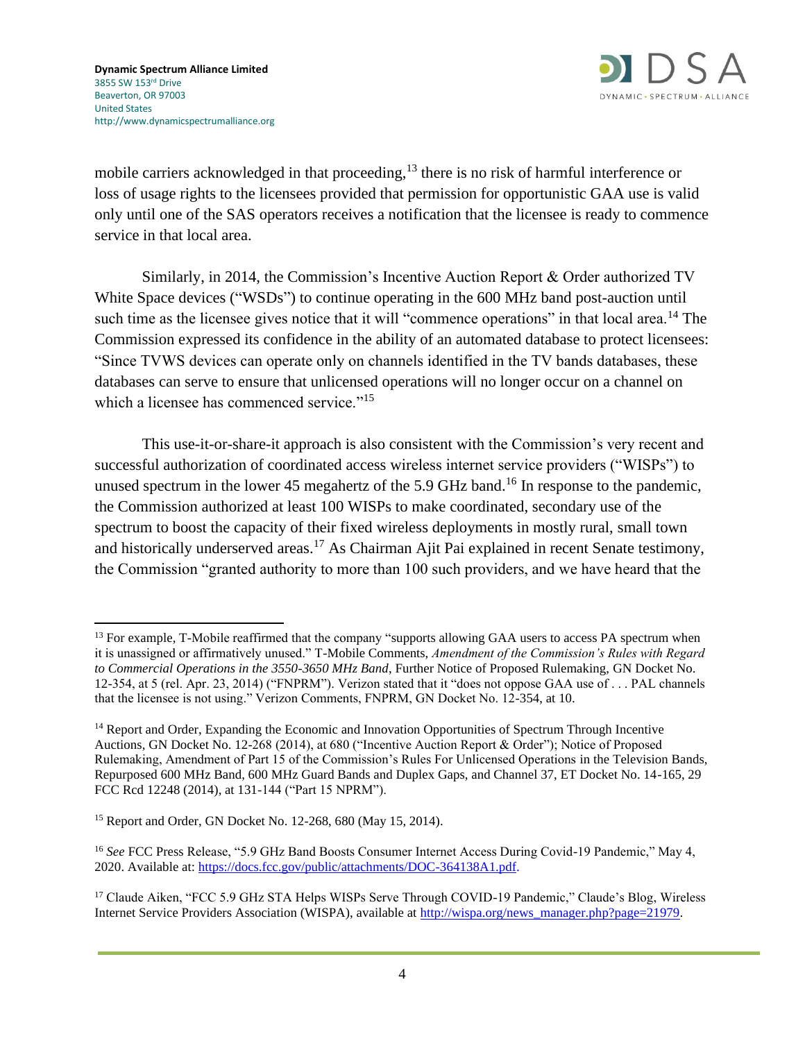mobile carriers acknowledged in that proceeding,[13] there is no risk of harmful interference or loss of usage rights to the licensees provided that permission for opportunistic GAA use is valid only until one of the SAS operators receives a notification that the licensee is ready to commence service in that local area.

Similarly, in 2014, the Commission's Incentive Auction Report & Order authorized TV White Space devices ("WSDs") to continue operating in the 600 MHz band post-auction until such time as the licensee gives notice that it will "commence operations" in that local area.[14] The Commission expressed its confidence in the ability of an automated database to protect licensees: "Since TVWS devices can operate only on channels identified in the TV bands databases, these databases can serve to ensure that unlicensed operations will no longer occur on a channel on which a licensee has commenced service."[15]

This use-it-or-share-it approach is also consistent with the Commission's very recent and successful authorization of coordinated access wireless internet service providers ("WISPs") to unused spectrum in the lower 45 megahertz of the 5.9 GHz band.[16] In response to the pandemic, the Commission authorized at least 100 WISPs to make coordinated, secondary use of the spectrum to boost the capacity of their fixed wireless deployments in mostly rural, small town and historically underserved areas.[17] As Chairman Ajit Pai explained in recent Senate testimony, the Commission "granted authority to more than 100 such providers, and we have heard that the

---

[13] For example, T-Mobile reaffirmed that the company "supports allowing GAA users to access PA spectrum when it is unassigned or affirmatively unused." T-Mobile Comments, *Amendment of the Commission's Rules with Regard to Commercial Operations in the 3550-3650 MHz Band*, Further Notice of Proposed Rulemaking, GN Docket No. 12-354, at 5 (rel. Apr. 23, 2014) ("FNPRM"). Verizon stated that it "does not oppose GAA use of . . . PAL channels that the licensee is not using." Verizon Comments, FNPRM, GN Docket No. 12-354, at 10.

[14] Report and Order, Expanding the Economic and Innovation Opportunities of Spectrum Through Incentive Auctions, GN Docket No. 12-268 (2014), at 680 ("Incentive Auction Report & Order"); Notice of Proposed Rulemaking, Amendment of Part 15 of the Commission's Rules For Unlicensed Operations in the Television Bands, Repurposed 600 MHz Band, 600 MHz Guard Bands and Duplex Gaps, and Channel 37, ET Docket No. 14-165, 29 FCC Rcd 12248 (2014), at 131-144 ("Part 15 NPRM").

[15] Report and Order, GN Docket No. 12-268, 680 (May 15, 2014).

[16] *See* FCC Press Release, "5.9 GHz Band Boosts Consumer Internet Access During Covid-19 Pandemic," May 4, 2020. Available at: https://docs.fcc.gov/public/attachments/DOC-364138A1.pdf.

[17] Claude Aiken, "FCC 5.9 GHz STA Helps WISPs Serve Through COVID-19 Pandemic," Claude's Blog, Wireless Internet Service Providers Association (WISPA), available at http://wispa.org/news_manager.php?page=21979.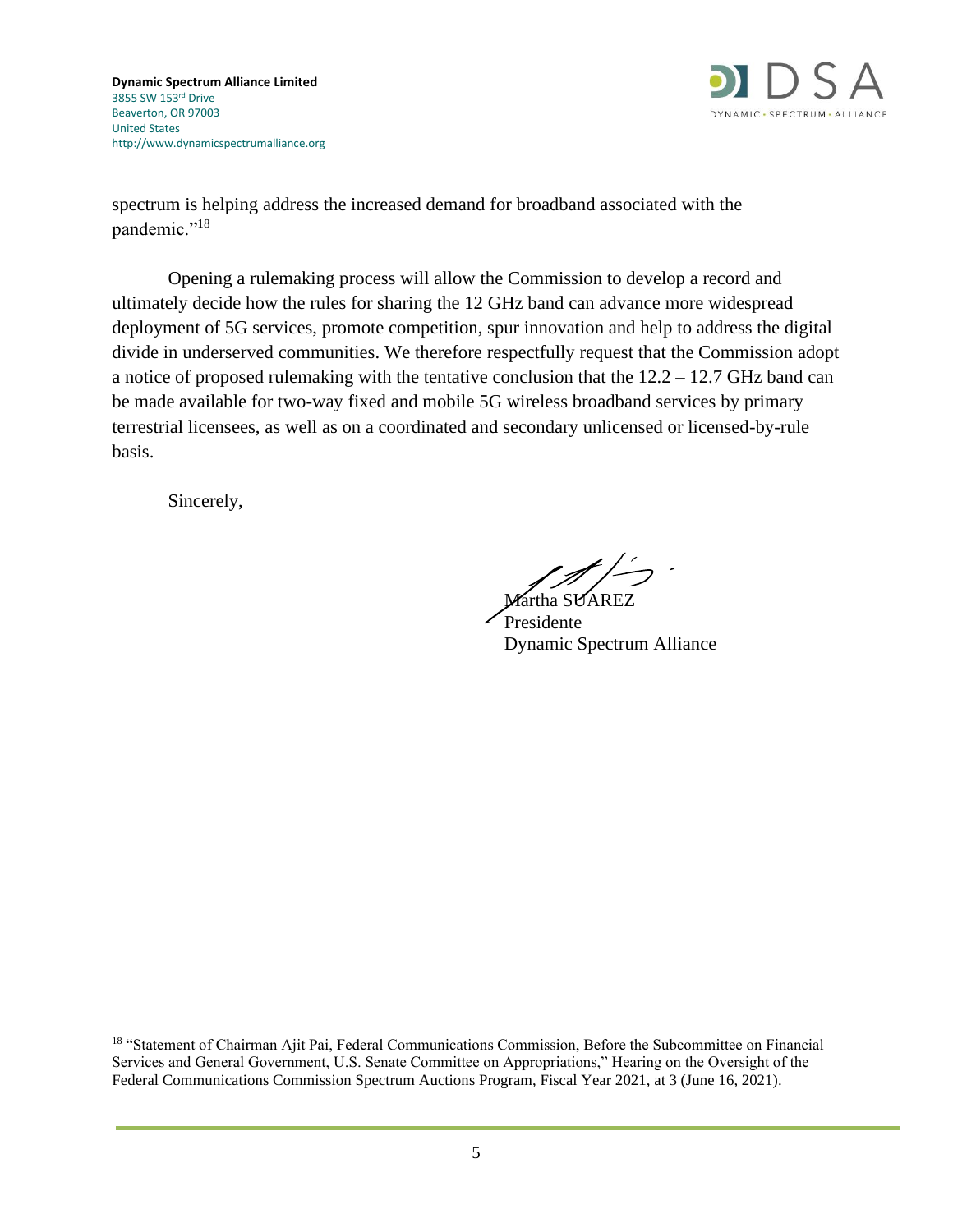spectrum is helping address the increased demand for broadband associated with the pandemic."[18]

Opening a rulemaking process will allow the Commission to develop a record and ultimately decide how the rules for sharing the 12 GHz band can advance more widespread deployment of 5G services, promote competition, spur innovation and help to address the digital divide in underserved communities. We therefore respectfully request that the Commission adopt a notice of proposed rulemaking with the tentative conclusion that the 12.2 – 12.7 GHz band can be made available for two-way fixed and mobile 5G wireless broadband services by primary terrestrial licensees, as well as on a coordinated and secondary unlicensed or licensed-by-rule basis.

Sincerely,

Martha SUAREZ
Presidente
Dynamic Spectrum Alliance

---

[18] "Statement of Chairman Ajit Pai, Federal Communications Commission, Before the Subcommittee on Financial Services and General Government, U.S. Senate Committee on Appropriations," Hearing on the Oversight of the Federal Communications Commission Spectrum Auctions Program, Fiscal Year 2021, at 3 (June 16, 2021).